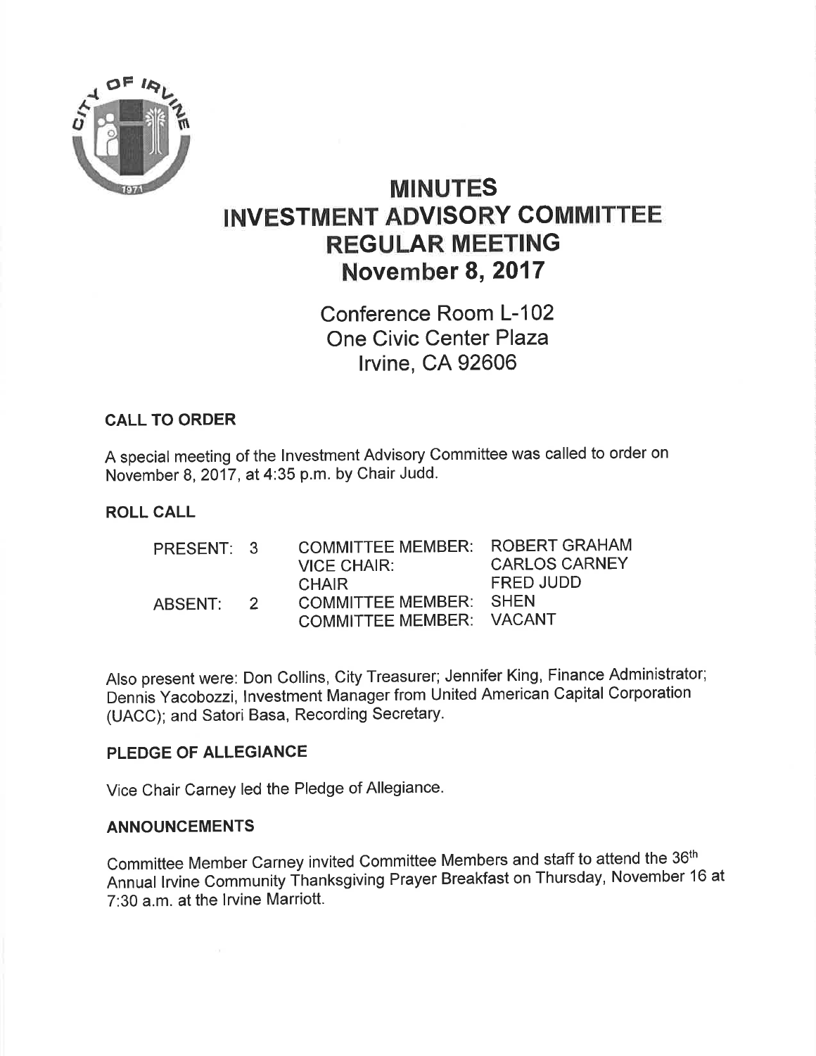# MINUTES
# INVESTMENT ADVISORY COMMITTEE
# REGULAR MEETING
# November 8, 2017

Conference Room L-102
One Civic Center Plaza
Irvine, CA 92606

### CALL TO ORDER

A special meeting of the Investment Advisory Committee was called to order on November 8, 2017, at 4:35 p.m. by Chair Judd.

### ROLL CALL

| | | | |
|---|---|---|---|
| PRESENT: | 3 | COMMITTEE MEMBER: | ROBERT GRAHAM |
| | | VICE CHAIR: | CARLOS CARNEY |
| | | CHAIR | FRED JUDD |
| ABSENT: | 2 | COMMITTEE MEMBER: | SHEN |
| | | COMMITTEE MEMBER: | VACANT |

Also present were: Don Collins, City Treasurer; Jennifer King, Finance Administrator; Dennis Yacobozzi, Investment Manager from United American Capital Corporation (UACC); and Satori Basa, Recording Secretary.

### PLEDGE OF ALLEGIANCE

Vice Chair Carney led the Pledge of Allegiance.

### ANNOUNCEMENTS

Committee Member Carney invited Committee Members and staff to attend the 36th Annual Irvine Community Thanksgiving Prayer Breakfast on Thursday, November 16 at 7:30 a.m. at the Irvine Marriott.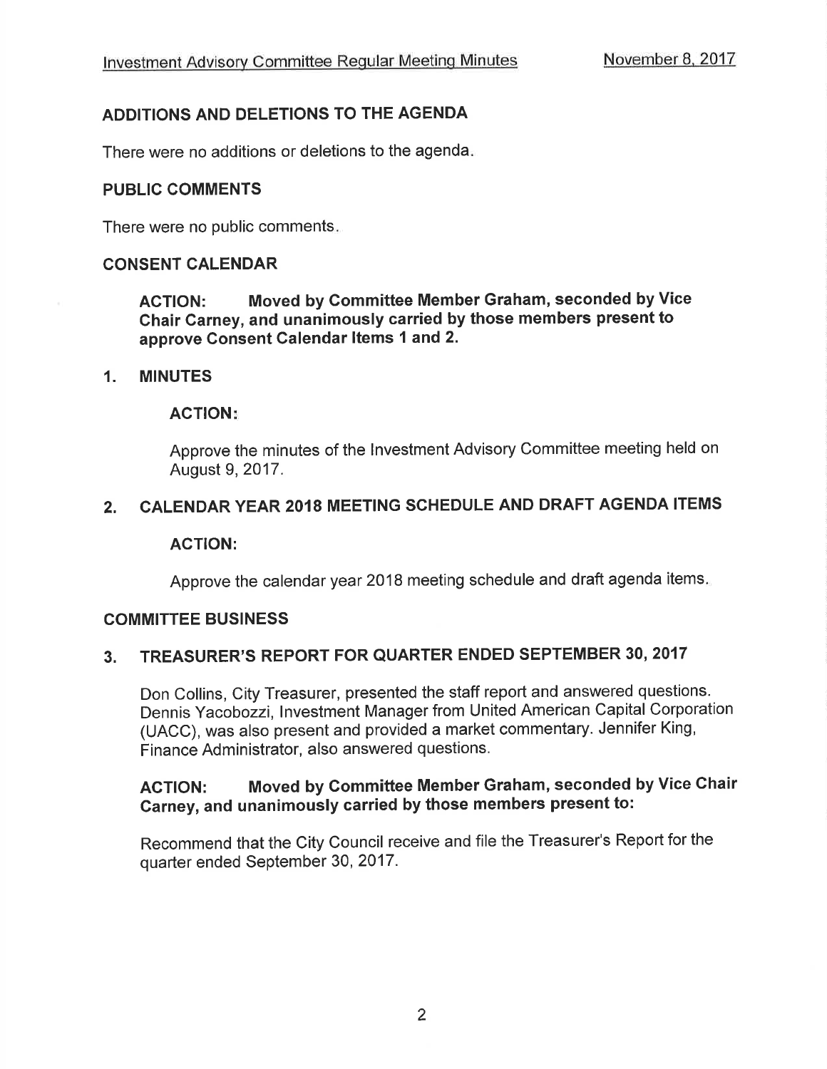## ADDITIONS AND DELETIONS TO THE AGENDA

There were no additions or deletions to the agenda.

## PUBLIC COMMENTS

There were no public comments.

## CONSENT CALENDAR

**ACTION: Moved by Committee Member Graham, seconded by Vice Chair Carney, and unanimously carried by those members present to approve Consent Calendar Items 1 and 2.**

### 1. MINUTES

**ACTION:**

Approve the minutes of the Investment Advisory Committee meeting held on August 9, 2017.

### 2. CALENDAR YEAR 2018 MEETING SCHEDULE AND DRAFT AGENDA ITEMS

**ACTION:**

Approve the calendar year 2018 meeting schedule and draft agenda items.

## COMMITTEE BUSINESS

### 3. TREASURER'S REPORT FOR QUARTER ENDED SEPTEMBER 30, 2017

Don Collins, City Treasurer, presented the staff report and answered questions. Dennis Yacobozzi, Investment Manager from United American Capital Corporation (UACC), was also present and provided a market commentary. Jennifer King, Finance Administrator, also answered questions.

**ACTION: Moved by Committee Member Graham, seconded by Vice Chair Carney, and unanimously carried by those members present to:**

Recommend that the City Council receive and file the Treasurer's Report for the quarter ended September 30, 2017.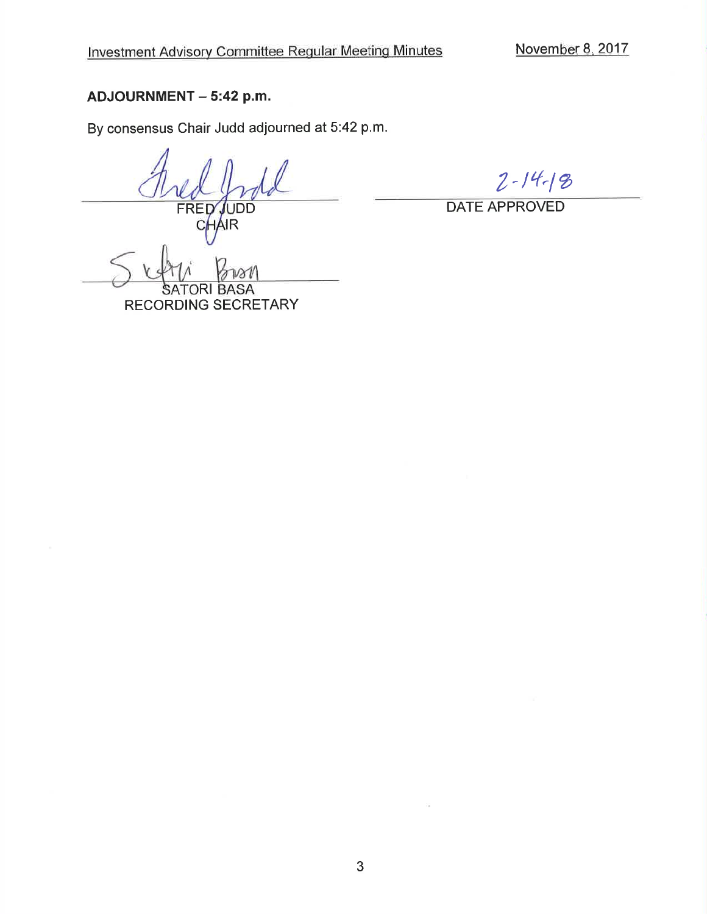## ADJOURNMENT – 5:42 p.m.

By consensus Chair Judd adjourned at 5:42 p.m.

FRED JUDD
CHAIR

2-14-18
DATE APPROVED

SATORI BASA
RECORDING SECRETARY